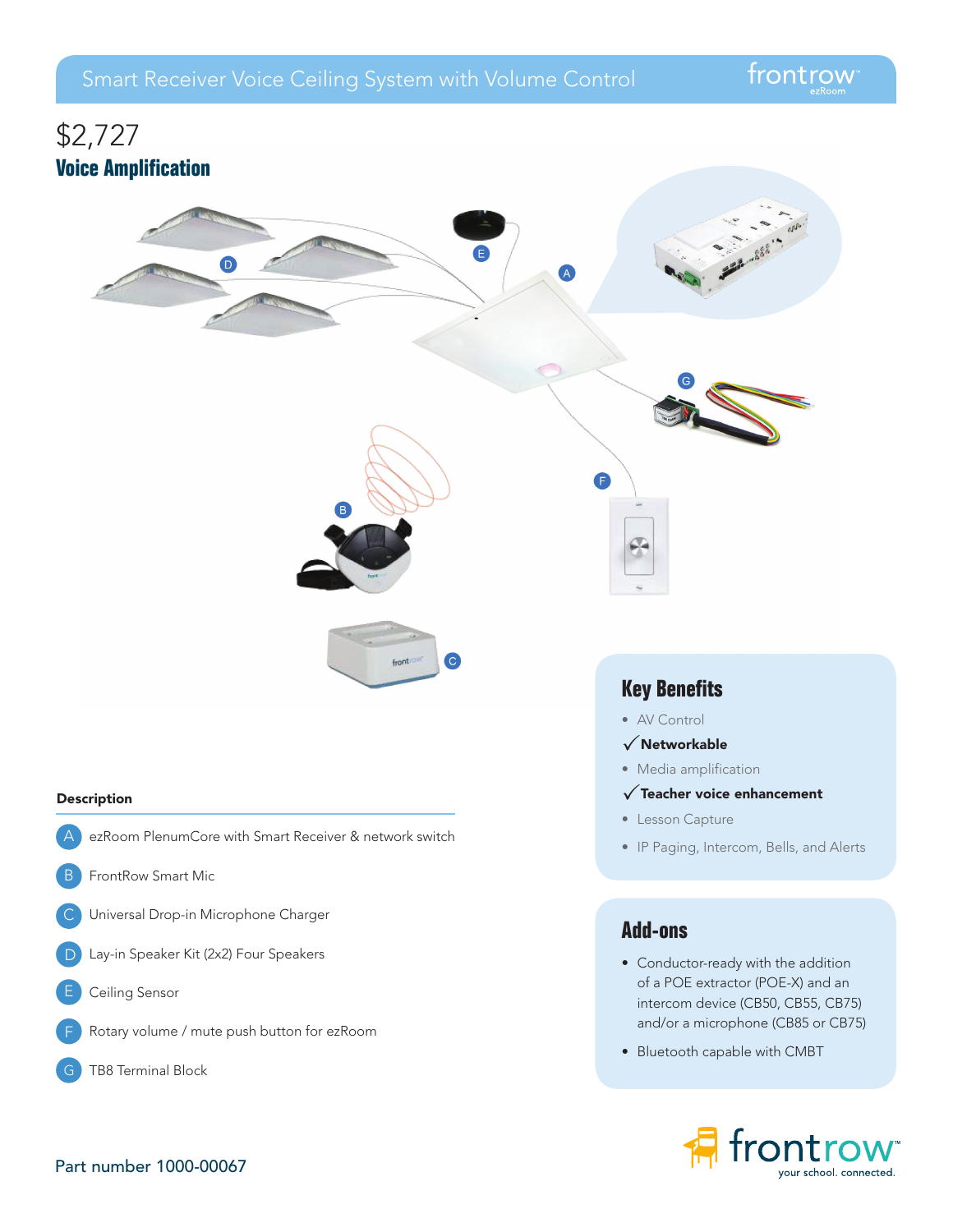# Smart Receiver Voice Ceiling System with Volume Control

frontrow ezRoom

$2,727

## Voice Amplification

### Description

- **A** ezRoom PlenumCore with Smart Receiver & network switch
- **B** FrontRow Smart Mic
- **C** Universal Drop-in Microphone Charger
- **D** Lay-in Speaker Kit (2x2) Four Speakers
- **E** Ceiling Sensor
- **F** Rotary volume / mute push button for ezRoom
- **G** TB8 Terminal Block

### Key Benefits

- AV Control
- ✓ **Networkable**
- Media amplification
- ✓ **Teacher voice enhancement**
- Lesson Capture
- IP Paging, Intercom, Bells, and Alerts

### Add-ons

- Conductor-ready with the addition of a POE extractor (POE-X) and an intercom device (CB50, CB55, CB75) and/or a microphone (CB85 or CB75)
- Bluetooth capable with CMBT

Part number 1000-00067

frontrow your school. connected.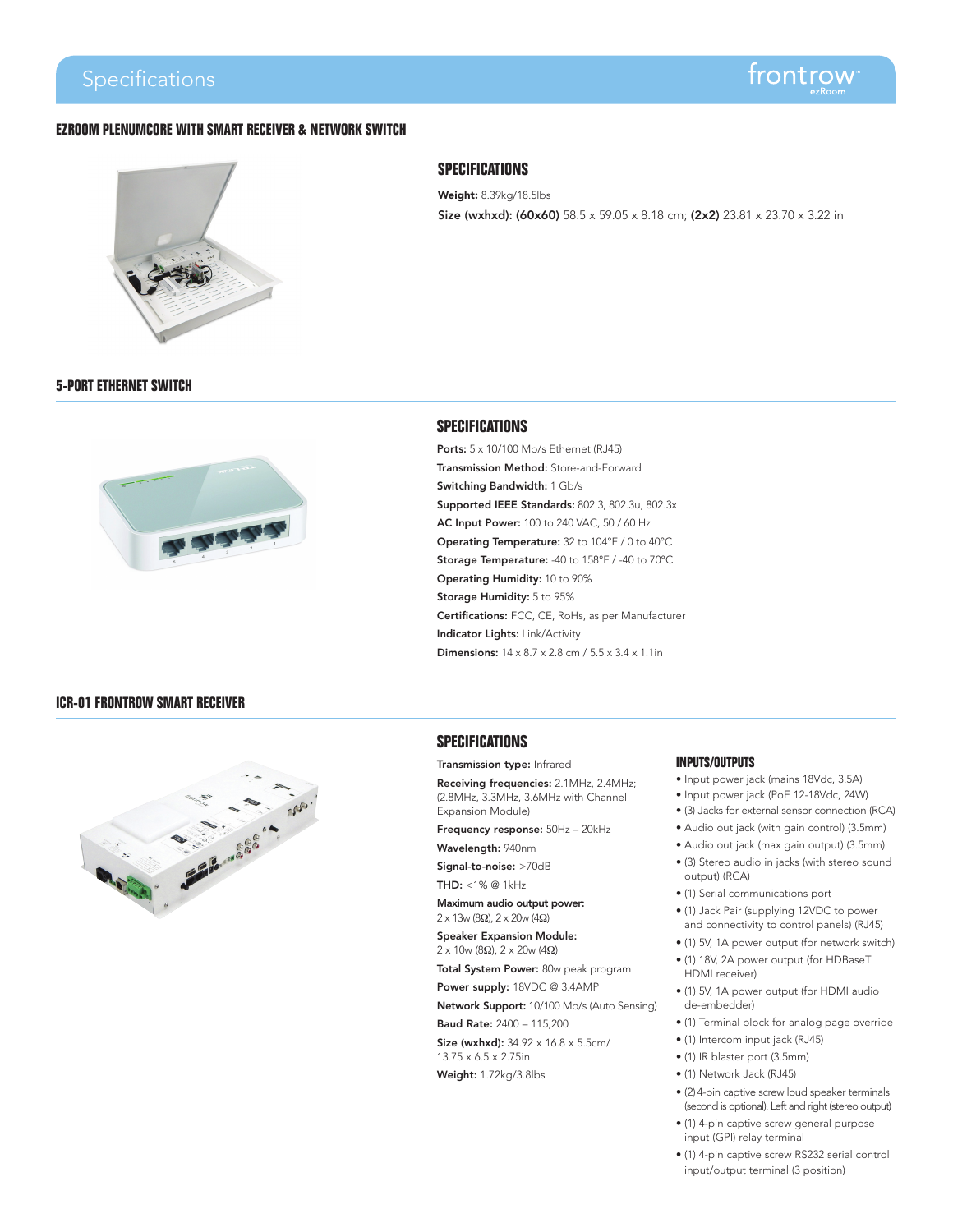# Specifications

## EZROOM PLENUMCORE WITH SMART RECEIVER & NETWORK SWITCH

### SPECIFICATIONS

**Weight:** 8.39kg/18.5lbs

**Size (wxhxd): (60x60)** 58.5 x 59.05 x 8.18 cm; **(2x2)** 23.81 x 23.70 x 3.22 in

## 5-PORT ETHERNET SWITCH

### SPECIFICATIONS

**Ports:** 5 x 10/100 Mb/s Ethernet (RJ45)

**Transmission Method:** Store-and-Forward

**Switching Bandwidth:** 1 Gb/s

**Supported IEEE Standards:** 802.3, 802.3u, 802.3x

**AC Input Power:** 100 to 240 VAC, 50 / 60 Hz

**Operating Temperature:** 32 to 104°F / 0 to 40°C

**Storage Temperature:** -40 to 158°F / -40 to 70°C

**Operating Humidity:** 10 to 90%

**Storage Humidity:** 5 to 95%

**Certifications:** FCC, CE, RoHs, as per Manufacturer

**Indicator Lights:** Link/Activity

**Dimensions:** 14 x 8.7 x 2.8 cm / 5.5 x 3.4 x 1.1in

## ICR-01 FRONTROW SMART RECEIVER

### SPECIFICATIONS

**Transmission type:** Infrared

**Receiving frequencies:** 2.1MHz, 2.4MHz; (2.8MHz, 3.3MHz, 3.6MHz with Channel Expansion Module)

**Frequency response:** 50Hz – 20kHz

**Wavelength:** 940nm

**Signal-to-noise:** >70dB

**THD:** <1% @ 1kHz

**Maximum audio output power:**
2 x 13w (8Ω), 2 x 20w (4Ω)

**Speaker Expansion Module:**
2 x 10w (8Ω), 2 x 20w (4Ω)

**Total System Power:** 80w peak program

**Power supply:** 18VDC @ 3.4AMP

**Network Support:** 10/100 Mb/s (Auto Sensing)

**Baud Rate:** 2400 – 115,200

**Size (wxhxd):** 34.92 x 16.8 x 5.5cm/ 13.75 x 6.5 x 2.75in

**Weight:** 1.72kg/3.8lbs

### INPUTS/OUTPUTS

- Input power jack (mains 18Vdc, 3.5A)
- Input power jack (PoE 12-18Vdc, 24W)
- (3) Jacks for external sensor connection (RCA)
- Audio out jack (with gain control) (3.5mm)
- Audio out jack (max gain output) (3.5mm)
- (3) Stereo audio in jacks (with stereo sound output) (RCA)
- (1) Serial communications port
- (1) Jack Pair (supplying 12VDC to power and connectivity to control panels) (RJ45)
- (1) 5V, 1A power output (for network switch)
- (1) 18V, 2A power output (for HDBaseT HDMI receiver)
- (1) 5V, 1A power output (for HDMI audio de-embedder)
- (1) Terminal block for analog page override
- (1) Intercom input jack (RJ45)
- (1) IR blaster port (3.5mm)
- (1) Network Jack (RJ45)
- (2) 4-pin captive screw loud speaker terminals (second is optional). Left and right (stereo output)
- (1) 4-pin captive screw general purpose input (GPI) relay terminal
- (1) 4-pin captive screw RS232 serial control input/output terminal (3 position)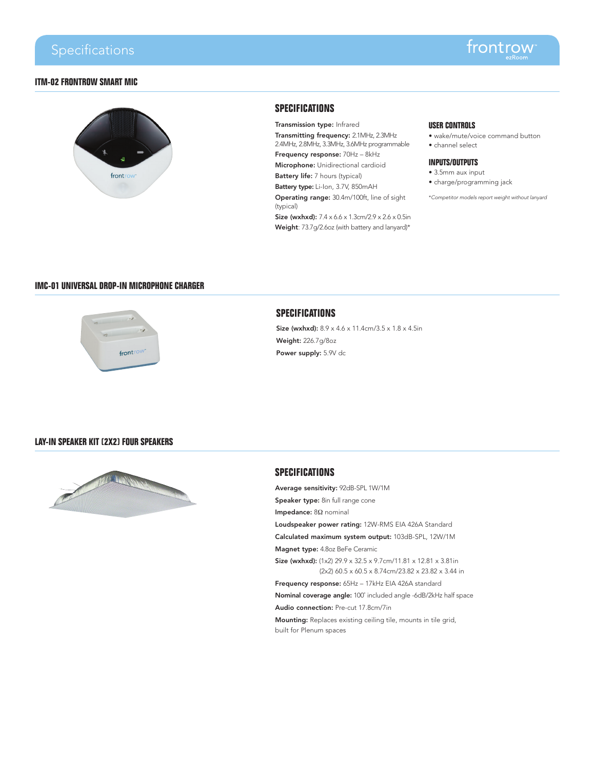# Specifications

## ITM-02 FRONTROW SMART MIC

### SPECIFICATIONS

**Transmission type:** Infrared
**Transmitting frequency:** 2.1MHz, 2.3MHz 2.4MHz, 2.8MHz, 3.3MHz, 3.6MHz programmable
**Frequency response:** 70Hz – 8kHz
**Microphone:** Unidirectional cardioid
**Battery life:** 7 hours (typical)
**Battery type:** Li-Ion, 3.7V, 850mAH
**Operating range:** 30.4m/100ft, line of sight (typical)
**Size (wxhxd):** 7.4 x 6.6 x 1.3cm/2.9 x 2.6 x 0.5in
**Weight**: 73.7g/2.6oz (with battery and lanyard)*

### USER CONTROLS

- wake/mute/voice command button
- channel select

### INPUTS/OUTPUTS

- 3.5mm aux input
- charge/programming jack

*\*Competitor models report weight without lanyard*

## IMC-01 UNIVERSAL DROP-IN MICROPHONE CHARGER

### SPECIFICATIONS

**Size (wxhxd):** 8.9 x 4.6 x 11.4cm/3.5 x 1.8 x 4.5in
**Weight:** 226.7g/8oz
**Power supply:** 5.9V dc

## LAY-IN SPEAKER KIT (2X2) FOUR SPEAKERS

### SPECIFICATIONS

**Average sensitivity:** 92dB-SPL 1W/1M
**Speaker type:** 8in full range cone
**Impedance:** 8Ω nominal
**Loudspeaker power rating:** 12W-RMS EIA 426A Standard
**Calculated maximum system output:** 103dB-SPL, 12W/1M
**Magnet type:** 4.8oz BeFe Ceramic
**Size (wxhxd):** (1x2) 29.9 x 32.5 x 9.7cm/11.81 x 12.81 x 3.81in
(2x2) 60.5 x 60.5 x 8.74cm/23.82 x 23.82 x 3.44 in
**Frequency response:** 65Hz – 17kHz EIA 426A standard
**Nominal coverage angle:** 100˚ included angle -6dB/2kHz half space
**Audio connection:** Pre-cut 17.8cm/7in
**Mounting:** Replaces existing ceiling tile, mounts in tile grid, built for Plenum spaces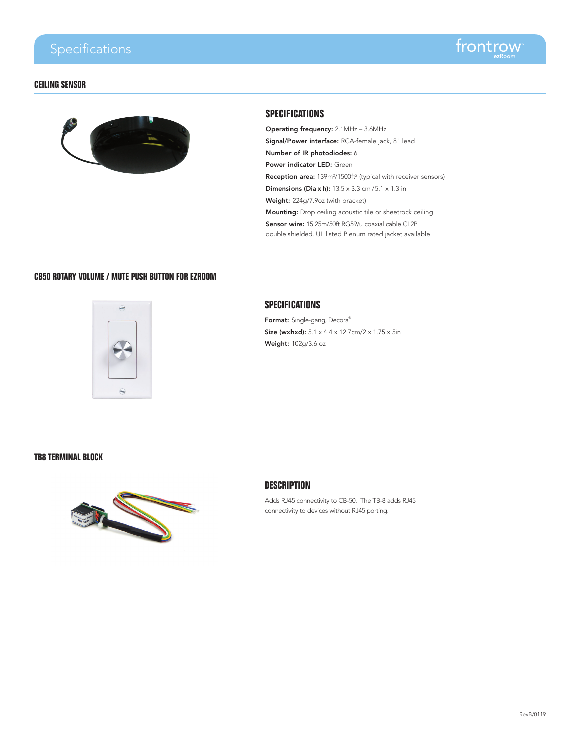# Specifications

frontrow ezRoom

## CEILING SENSOR

### SPECIFICATIONS

**Operating frequency:** 2.1MHz – 3.6MHz

**Signal/Power interface:** RCA-female jack, 8" lead

**Number of IR photodiodes:** 6

**Power indicator LED:** Green

**Reception area:** 139m$^2$/1500ft$^2$ (typical with receiver sensors)

**Dimensions (Dia x h):** 13.5 x 3.3 cm / 5.1 x 1.3 in

**Weight:** 224g/7.9oz (with bracket)

**Mounting:** Drop ceiling acoustic tile or sheetrock ceiling

**Sensor wire:** 15.25m/50ft RG59/u coaxial cable CL2P double shielded, UL listed Plenum rated jacket available

## CB50 ROTARY VOLUME / MUTE PUSH BUTTON FOR EZROOM

### SPECIFICATIONS

**Format:** Single-gang, Decora®

**Size (wxhxd):** 5.1 x 4.4 x 12.7cm/2 x 1.75 x 5in

**Weight:** 102g/3.6 oz

## TB8 TERMINAL BLOCK

### DESCRIPTION

Adds RJ45 connectivity to CB-50. The TB-8 adds RJ45 connectivity to devices without RJ45 porting.

RevB/0119